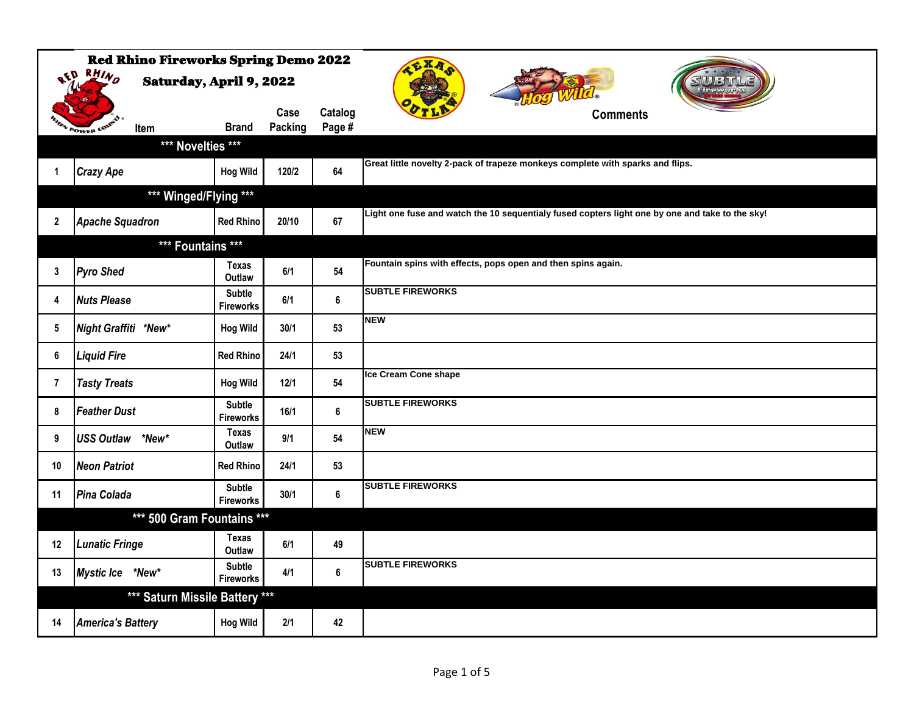# Red Rhino Fireworks Spring Demo 2022

## Saturday, April 9, 2022

| | Item | Brand | Case Packing | Catalog Page # | Comments |
|---|---|---|---|---|---|
| | **\*\*\* Novelties \*\*\*** | | | | |
| 1 | *Crazy Ape* | Hog Wild | 120/2 | 64 | Great little novelty 2-pack of trapeze monkeys complete with sparks and flips. |
| | **\*\*\* Winged/Flying \*\*\*** | | | | |
| 2 | *Apache Squadron* | Red Rhino | 20/10 | 67 | Light one fuse and watch the 10 sequentialy fused copters light one by one and take to the sky! |
| | **\*\*\* Fountains \*\*\*** | | | | |
| 3 | *Pyro Shed* | Texas Outlaw | 6/1 | 54 | Fountain spins with effects, pops open and then spins again. |
| 4 | *Nuts Please* | Subtle Fireworks | 6/1 | 6 | SUBTLE FIREWORKS |
| 5 | *Night Graffiti \*New\** | Hog Wild | 30/1 | 53 | NEW |
| 6 | *Liquid Fire* | Red Rhino | 24/1 | 53 | |
| 7 | *Tasty Treats* | Hog Wild | 12/1 | 54 | Ice Cream Cone shape |
| 8 | *Feather Dust* | Subtle Fireworks | 16/1 | 6 | SUBTLE FIREWORKS |
| 9 | *USS Outlaw \*New\** | Texas Outlaw | 9/1 | 54 | NEW |
| 10 | *Neon Patriot* | Red Rhino | 24/1 | 53 | |
| 11 | *Pina Colada* | Subtle Fireworks | 30/1 | 6 | SUBTLE FIREWORKS |
| | **\*\*\* 500 Gram Fountains \*\*\*** | | | | |
| 12 | *Lunatic Fringe* | Texas Outlaw | 6/1 | 49 | |
| 13 | *Mystic Ice \*New\** | Subtle Fireworks | 4/1 | 6 | SUBTLE FIREWORKS |
| | **\*\*\* Saturn Missile Battery \*\*\*** | | | | |
| 14 | *America's Battery* | Hog Wild | 2/1 | 42 | |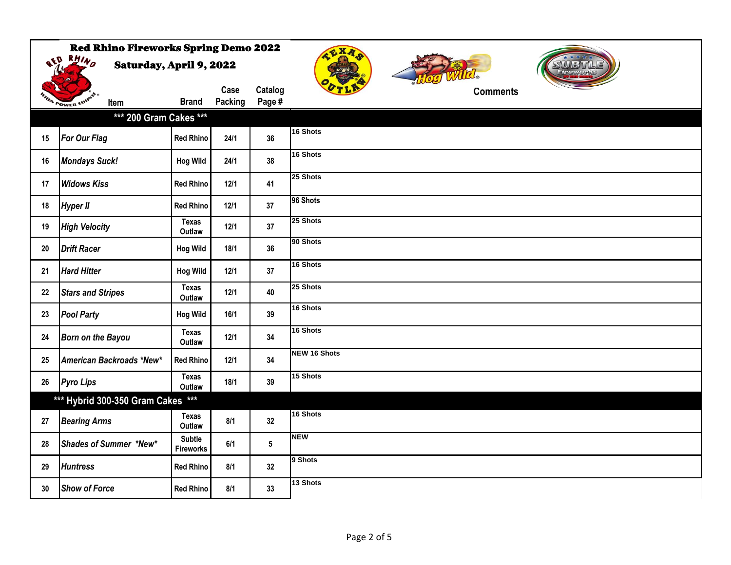# Red Rhino Fireworks Spring Demo 2022

## Saturday, April 9, 2022

| # | Item | Brand | Case Packing | Catalog Page # | Comments |
|---|---|---|---|---|---|
| | ***** 200 Gram Cakes ***** | | | | |
| 15 | *For Our Flag* | Red Rhino | 24/1 | 36 | 16 Shots |
| 16 | *Mondays Suck!* | Hog Wild | 24/1 | 38 | 16 Shots |
| 17 | *Widows Kiss* | Red Rhino | 12/1 | 41 | 25 Shots |
| 18 | *Hyper II* | Red Rhino | 12/1 | 37 | 96 Shots |
| 19 | *High Velocity* | Texas Outlaw | 12/1 | 37 | 25 Shots |
| 20 | *Drift Racer* | Hog Wild | 18/1 | 36 | 90 Shots |
| 21 | *Hard Hitter* | Hog Wild | 12/1 | 37 | 16 Shots |
| 22 | *Stars and Stripes* | Texas Outlaw | 12/1 | 40 | 25 Shots |
| 23 | *Pool Party* | Hog Wild | 16/1 | 39 | 16 Shots |
| 24 | *Born on the Bayou* | Texas Outlaw | 12/1 | 34 | 16 Shots |
| 25 | *American Backroads *New** | Red Rhino | 12/1 | 34 | NEW 16 Shots |
| 26 | *Pyro Lips* | Texas Outlaw | 18/1 | 39 | 15 Shots |
| | ***** Hybrid 300-350 Gram Cakes ***** | | | | |
| 27 | *Bearing Arms* | Texas Outlaw | 8/1 | 32 | 16 Shots |
| 28 | *Shades of Summer *New** | Subtle Fireworks | 6/1 | 5 | NEW |
| 29 | *Huntress* | Red Rhino | 8/1 | 32 | 9 Shots |
| 30 | *Show of Force* | Red Rhino | 8/1 | 33 | 13 Shots |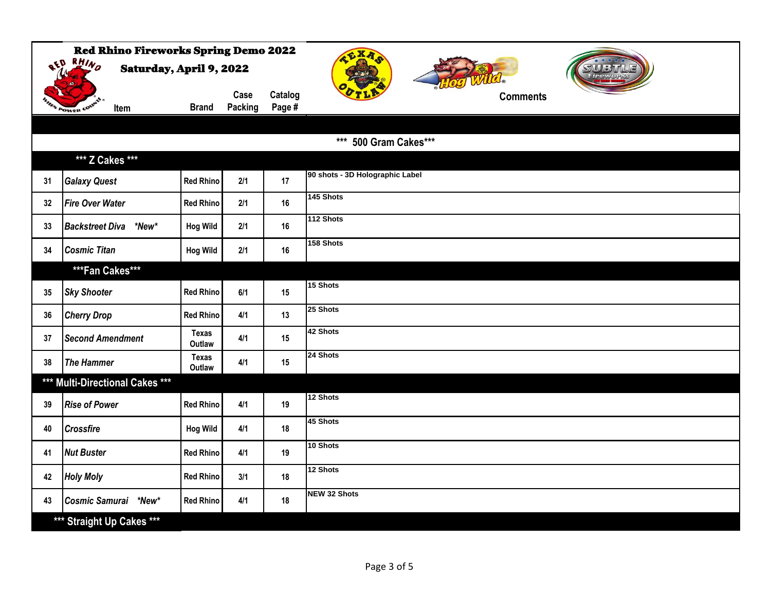# Red Rhino Fireworks Spring Demo 2022

## Saturday, April 9, 2022

|  | Item | Brand | Case Packing | Catalog Page # | Comments |
|---|---|---|---|---|---|
| | | | | | *** 500 Gram Cakes*** |
| | *** Z Cakes *** | | | | |
| 31 | *Galaxy Quest* | Red Rhino | 2/1 | 17 | 90 shots - 3D Holographic Label |
| 32 | *Fire Over Water* | Red Rhino | 2/1 | 16 | 145 Shots |
| 33 | *Backstreet Diva \*New\** | Hog Wild | 2/1 | 16 | 112 Shots |
| 34 | *Cosmic Titan* | Hog Wild | 2/1 | 16 | 158 Shots |
| | ***Fan Cakes*** | | | | |
| 35 | *Sky Shooter* | Red Rhino | 6/1 | 15 | 15 Shots |
| 36 | *Cherry Drop* | Red Rhino | 4/1 | 13 | 25 Shots |
| 37 | *Second Amendment* | Texas Outlaw | 4/1 | 15 | 42 Shots |
| 38 | *The Hammer* | Texas Outlaw | 4/1 | 15 | 24 Shots |
| | *** Multi-Directional Cakes *** | | | | |
| 39 | *Rise of Power* | Red Rhino | 4/1 | 19 | 12 Shots |
| 40 | *Crossfire* | Hog Wild | 4/1 | 18 | 45 Shots |
| 41 | *Nut Buster* | Red Rhino | 4/1 | 19 | 10 Shots |
| 42 | *Holy Moly* | Red Rhino | 3/1 | 18 | 12 Shots |
| 43 | *Cosmic Samurai \*New\** | Red Rhino | 4/1 | 18 | NEW 32 Shots |
| | *** Straight Up Cakes *** | | | | |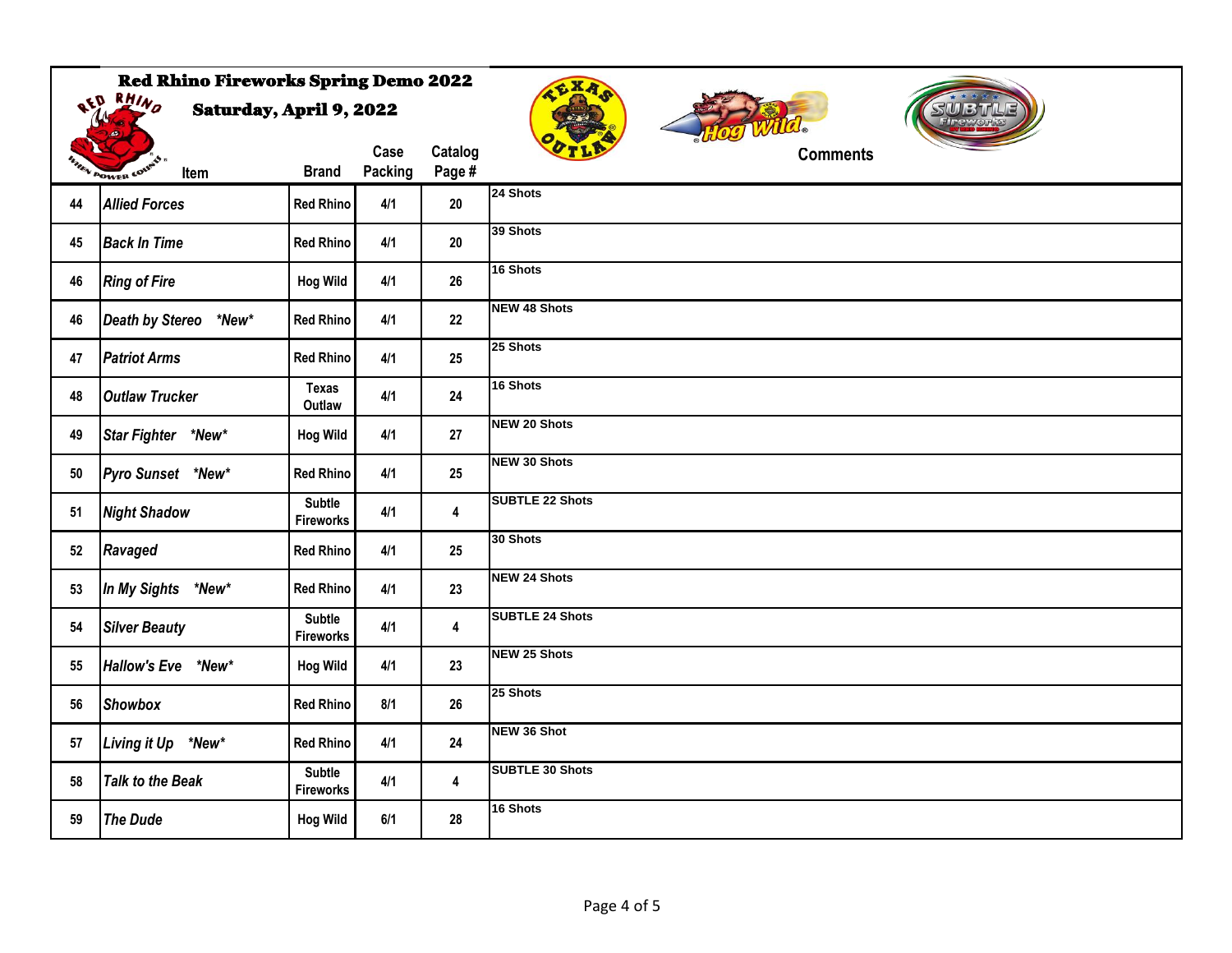# Red Rhino Fireworks Spring Demo 2022

## Saturday, April 9, 2022

| | Item | Brand | Case Packing | Catalog Page # | Comments |
|---|---|---|---|---|---|
| 44 | *Allied Forces* | Red Rhino | 4/1 | 20 | 24 Shots |
| 45 | *Back In Time* | Red Rhino | 4/1 | 20 | 39 Shots |
| 46 | *Ring of Fire* | Hog Wild | 4/1 | 26 | 16 Shots |
| 46 | *Death by Stereo \*New\** | Red Rhino | 4/1 | 22 | NEW 48 Shots |
| 47 | *Patriot Arms* | Red Rhino | 4/1 | 25 | 25 Shots |
| 48 | *Outlaw Trucker* | Texas Outlaw | 4/1 | 24 | 16 Shots |
| 49 | *Star Fighter \*New\** | Hog Wild | 4/1 | 27 | NEW 20 Shots |
| 50 | *Pyro Sunset \*New\** | Red Rhino | 4/1 | 25 | NEW 30 Shots |
| 51 | *Night Shadow* | Subtle Fireworks | 4/1 | 4 | SUBTLE 22 Shots |
| 52 | *Ravaged* | Red Rhino | 4/1 | 25 | 30 Shots |
| 53 | *In My Sights \*New\** | Red Rhino | 4/1 | 23 | NEW 24 Shots |
| 54 | *Silver Beauty* | Subtle Fireworks | 4/1 | 4 | SUBTLE 24 Shots |
| 55 | *Hallow's Eve \*New\** | Hog Wild | 4/1 | 23 | NEW 25 Shots |
| 56 | *Showbox* | Red Rhino | 8/1 | 26 | 25 Shots |
| 57 | *Living it Up \*New\** | Red Rhino | 4/1 | 24 | NEW 36 Shot |
| 58 | *Talk to the Beak* | Subtle Fireworks | 4/1 | 4 | SUBTLE 30 Shots |
| 59 | *The Dude* | Hog Wild | 6/1 | 28 | 16 Shots |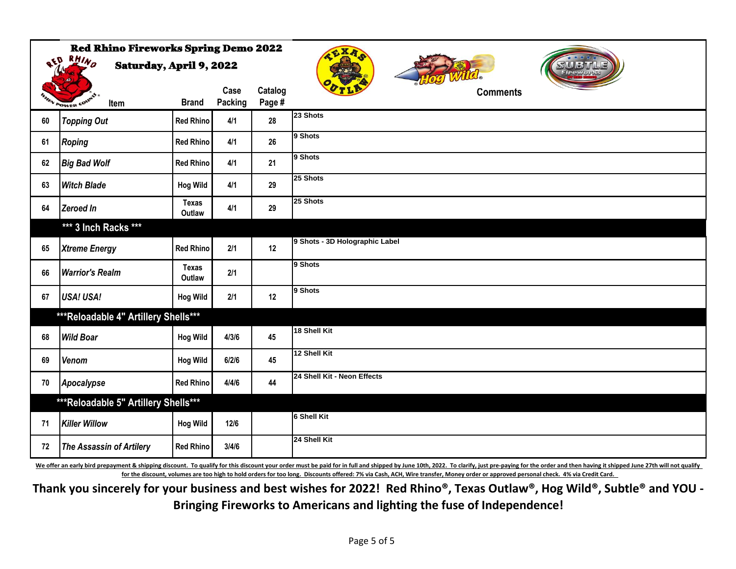# Red Rhino Fireworks Spring Demo 2022

## Saturday, April 9, 2022

| | Item | Brand | Case Packing | Catalog Page # | Comments |
|---|---|---|---|---|---|
| 60 | *Topping Out* | Red Rhino | 4/1 | 28 | 23 Shots |
| 61 | *Roping* | Red Rhino | 4/1 | 26 | 9 Shots |
| 62 | *Big Bad Wolf* | Red Rhino | 4/1 | 21 | 9 Shots |
| 63 | *Witch Blade* | Hog Wild | 4/1 | 29 | 25 Shots |
| 64 | *Zeroed In* | Texas Outlaw | 4/1 | 29 | 25 Shots |
| | **\*\*\* 3 Inch Racks \*\*\*** | | | | |
| 65 | *Xtreme Energy* | Red Rhino | 2/1 | 12 | 9 Shots - 3D Holographic Label |
| 66 | *Warrior's Realm* | Texas Outlaw | 2/1 | | 9 Shots |
| 67 | *USA! USA!* | Hog Wild | 2/1 | 12 | 9 Shots |
| | **\*\*\*Reloadable 4" Artillery Shells\*\*\*** | | | | |
| 68 | *Wild Boar* | Hog Wild | 4/3/6 | 45 | 18 Shell Kit |
| 69 | *Venom* | Hog Wild | 6/2/6 | 45 | 12 Shell Kit |
| 70 | *Apocalypse* | Red Rhino | 4/4/6 | 44 | 24 Shell Kit - Neon Effects |
| | **\*\*\*Reloadable 5" Artillery Shells\*\*\*** | | | | |
| 71 | *Killer Willow* | Hog Wild | 12/6 | | 6 Shell Kit |
| 72 | *The Assassin of Artilery* | Red Rhino | 3/4/6 | | 24 Shell Kit |

We offer an early bird prepayment & shipping discount. To qualify for this discount your order must be paid for in full and shipped by June 10th, 2022. To clarify, just pre-paying for the order and then having it shipped June 27th will not qualify for the discount, volumes are too high to hold orders for too long. Discounts offered: 7% via Cash, ACH, Wire transfer, Money order or approved personal check. 4% via Credit Card.

**Thank you sincerely for your business and best wishes for 2022! Red Rhino®, Texas Outlaw®, Hog Wild®, Subtle® and YOU - Bringing Fireworks to Americans and lighting the fuse of Independence!**